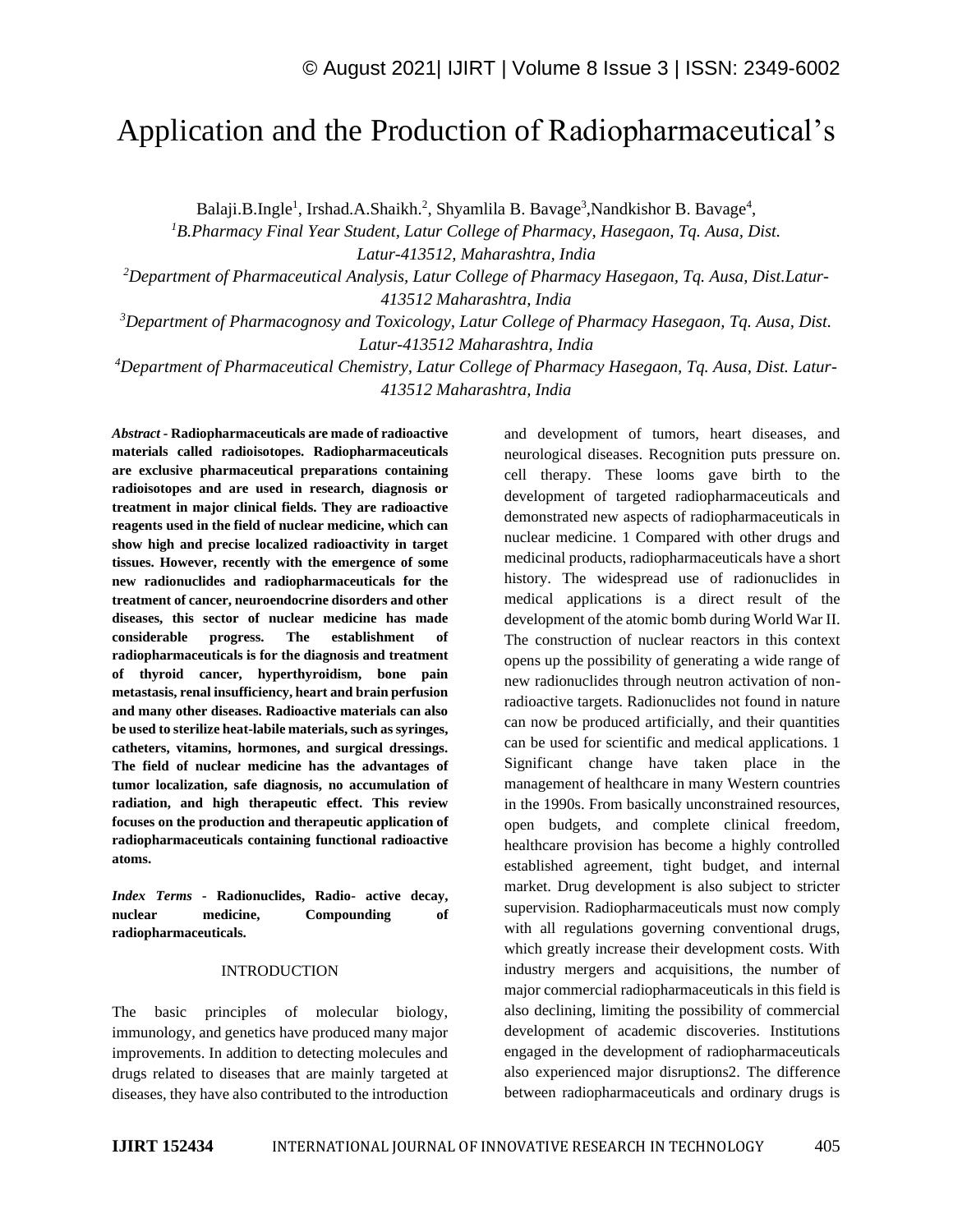# Application and the Production of Radiopharmaceutical's

Balaji.B.Ingle[1], Irshad.A.Shaikh.[2], Shyamlila B. Bavage[3],Nandkishor B. Bavage[4],

[1]*B.Pharmacy Final Year Student, Latur College of Pharmacy, Hasegaon, Tq. Ausa, Dist. Latur-413512, Maharashtra, India*

[2]*Department of Pharmaceutical Analysis, Latur College of Pharmacy Hasegaon, Tq. Ausa, Dist.Latur-413512 Maharashtra, India*

[3]*Department of Pharmacognosy and Toxicology, Latur College of Pharmacy Hasegaon, Tq. Ausa, Dist. Latur-413512 Maharashtra, India*

[4]*Department of Pharmaceutical Chemistry, Latur College of Pharmacy Hasegaon, Tq. Ausa, Dist. Latur-413512 Maharashtra, India*

***Abstract* - Radiopharmaceuticals are made of radioactive materials called radioisotopes. Radiopharmaceuticals are exclusive pharmaceutical preparations containing radioisotopes and are used in research, diagnosis or treatment in major clinical fields. They are radioactive reagents used in the field of nuclear medicine, which can show high and precise localized radioactivity in target tissues. However, recently with the emergence of some new radionuclides and radiopharmaceuticals for the treatment of cancer, neuroendocrine disorders and other diseases, this sector of nuclear medicine has made considerable progress. The establishment of radiopharmaceuticals is for the diagnosis and treatment of thyroid cancer, hyperthyroidism, bone pain metastasis, renal insufficiency, heart and brain perfusion and many other diseases. Radioactive materials can also be used to sterilize heat-labile materials, such as syringes, catheters, vitamins, hormones, and surgical dressings. The field of nuclear medicine has the advantages of tumor localization, safe diagnosis, no accumulation of radiation, and high therapeutic effect. This review focuses on the production and therapeutic application of radiopharmaceuticals containing functional radioactive atoms.**

***Index Terms* - Radionuclides, Radio- active decay, nuclear medicine, Compounding of radiopharmaceuticals.**

## INTRODUCTION

The basic principles of molecular biology, immunology, and genetics have produced many major improvements. In addition to detecting molecules and drugs related to diseases that are mainly targeted at diseases, they have also contributed to the introduction and development of tumors, heart diseases, and neurological diseases. Recognition puts pressure on. cell therapy. These looms gave birth to the development of targeted radiopharmaceuticals and demonstrated new aspects of radiopharmaceuticals in nuclear medicine. 1 Compared with other drugs and medicinal products, radiopharmaceuticals have a short history. The widespread use of radionuclides in medical applications is a direct result of the development of the atomic bomb during World War II. The construction of nuclear reactors in this context opens up the possibility of generating a wide range of new radionuclides through neutron activation of non-radioactive targets. Radionuclides not found in nature can now be produced artificially, and their quantities can be used for scientific and medical applications. 1 Significant change have taken place in the management of healthcare in many Western countries in the 1990s. From basically unconstrained resources, open budgets, and complete clinical freedom, healthcare provision has become a highly controlled established agreement, tight budget, and internal market. Drug development is also subject to stricter supervision. Radiopharmaceuticals must now comply with all regulations governing conventional drugs, which greatly increase their development costs. With industry mergers and acquisitions, the number of major commercial radiopharmaceuticals in this field is also declining, limiting the possibility of commercial development of academic discoveries. Institutions engaged in the development of radiopharmaceuticals also experienced major disruptions2. The difference between radiopharmaceuticals and ordinary drugs is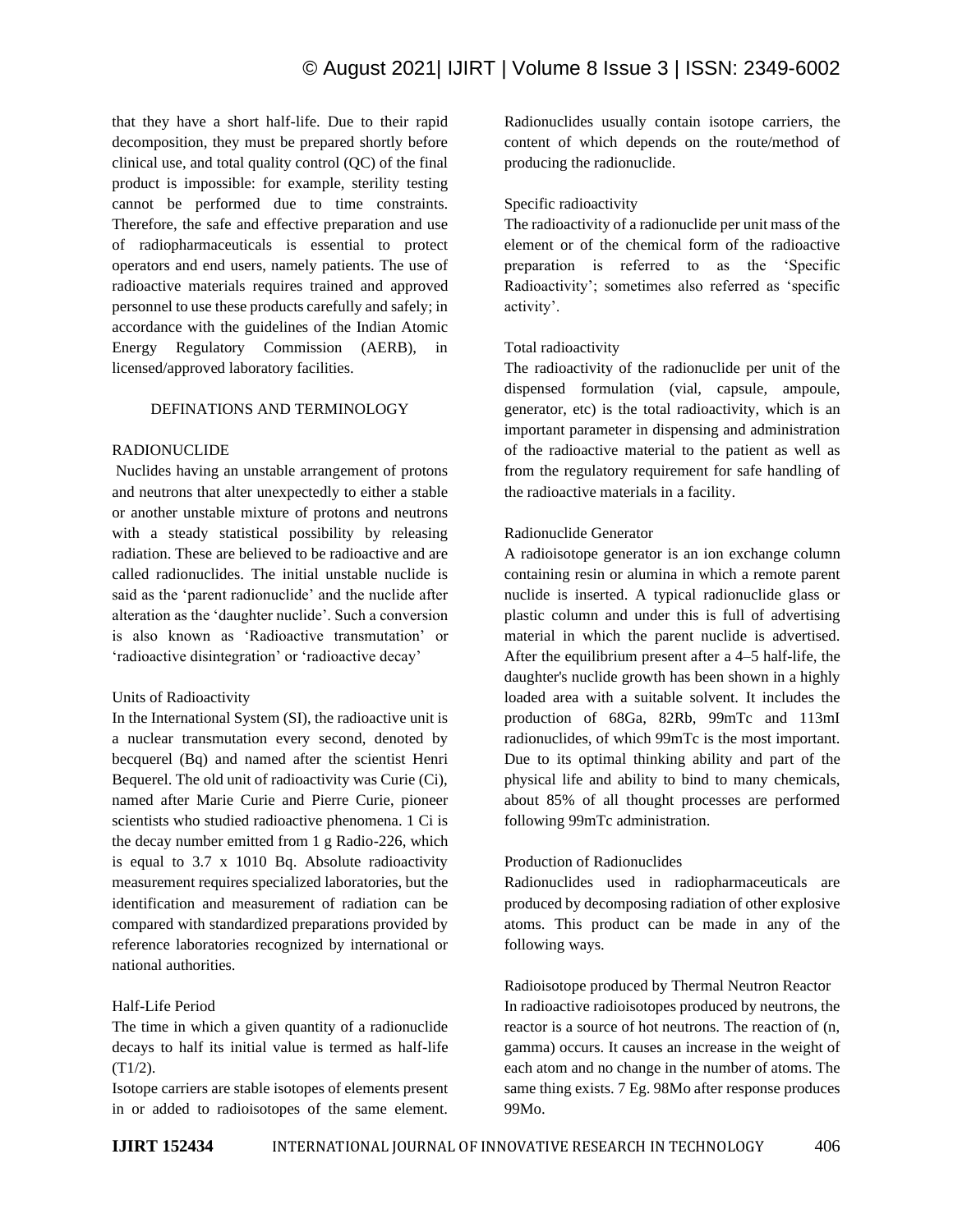that they have a short half-life. Due to their rapid decomposition, they must be prepared shortly before clinical use, and total quality control (QC) of the final product is impossible: for example, sterility testing cannot be performed due to time constraints. Therefore, the safe and effective preparation and use of radiopharmaceuticals is essential to protect operators and end users, namely patients. The use of radioactive materials requires trained and approved personnel to use these products carefully and safely; in accordance with the guidelines of the Indian Atomic Energy Regulatory Commission (AERB), in licensed/approved laboratory facilities.

## DEFINATIONS AND TERMINOLOGY

### RADIONUCLIDE

Nuclides having an unstable arrangement of protons and neutrons that alter unexpectedly to either a stable or another unstable mixture of protons and neutrons with a steady statistical possibility by releasing radiation. These are believed to be radioactive and are called radionuclides. The initial unstable nuclide is said as the 'parent radionuclide' and the nuclide after alteration as the 'daughter nuclide'. Such a conversion is also known as 'Radioactive transmutation' or 'radioactive disintegration' or 'radioactive decay'

### Units of Radioactivity

In the International System (SI), the radioactive unit is a nuclear transmutation every second, denoted by becquerel (Bq) and named after the scientist Henri Bequerel. The old unit of radioactivity was Curie (Ci), named after Marie Curie and Pierre Curie, pioneer scientists who studied radioactive phenomena. 1 Ci is the decay number emitted from 1 g Radio-226, which is equal to 3.7 x 1010 Bq. Absolute radioactivity measurement requires specialized laboratories, but the identification and measurement of radiation can be compared with standardized preparations provided by reference laboratories recognized by international or national authorities.

### Half-Life Period

The time in which a given quantity of a radionuclide decays to half its initial value is termed as half-life ($T_{1/2}$).

Isotope carriers are stable isotopes of elements present in or added to radioisotopes of the same element. Radionuclides usually contain isotope carriers, the content of which depends on the route/method of producing the radionuclide.

### Specific radioactivity

The radioactivity of a radionuclide per unit mass of the element or of the chemical form of the radioactive preparation is referred to as the 'Specific Radioactivity'; sometimes also referred as 'specific activity'.

### Total radioactivity

The radioactivity of the radionuclide per unit of the dispensed formulation (vial, capsule, ampoule, generator, etc) is the total radioactivity, which is an important parameter in dispensing and administration of the radioactive material to the patient as well as from the regulatory requirement for safe handling of the radioactive materials in a facility.

### Radionuclide Generator

A radioisotope generator is an ion exchange column containing resin or alumina in which a remote parent nuclide is inserted. A typical radionuclide glass or plastic column and under this is full of advertising material in which the parent nuclide is advertised. After the equilibrium present after a 4–5 half-life, the daughter's nuclide growth has been shown in a highly loaded area with a suitable solvent. It includes the production of 68Ga, 82Rb, 99mTc and 113mI radionuclides, of which 99mTc is the most important. Due to its optimal thinking ability and part of the physical life and ability to bind to many chemicals, about 85% of all thought processes are performed following 99mTc administration.

### Production of Radionuclides

Radionuclides used in radiopharmaceuticals are produced by decomposing radiation of other explosive atoms. This product can be made in any of the following ways.

### Radioisotope produced by Thermal Neutron Reactor

In radioactive radioisotopes produced by neutrons, the reactor is a source of hot neutrons. The reaction of (n, gamma) occurs. It causes an increase in the weight of each atom and no change in the number of atoms. The same thing exists. 7 Eg. 98Mo after response produces 99Mo.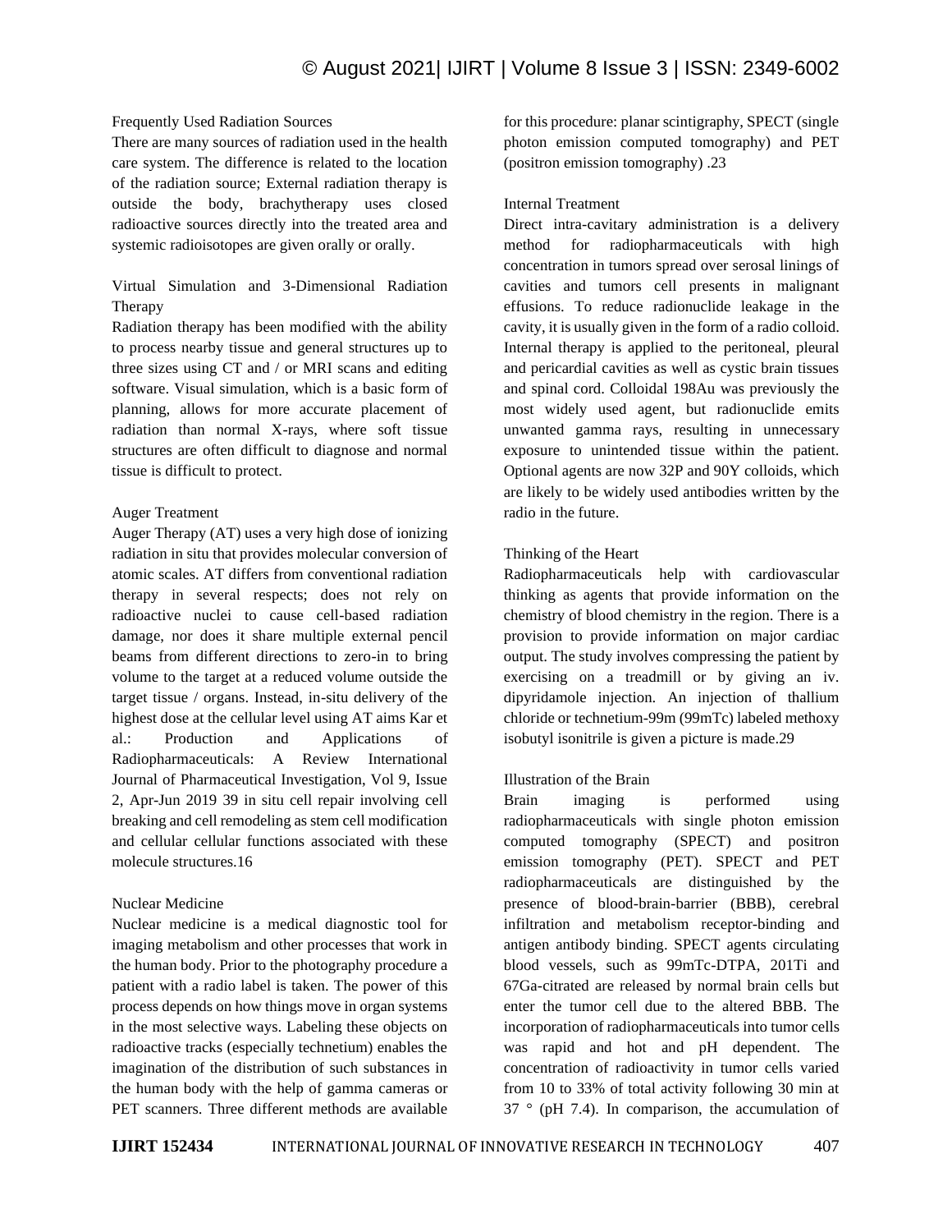### Frequently Used Radiation Sources

There are many sources of radiation used in the health care system. The difference is related to the location of the radiation source; External radiation therapy is outside the body, brachytherapy uses closed radioactive sources directly into the treated area and systemic radioisotopes are given orally or orally.

### Virtual Simulation and 3-Dimensional Radiation Therapy

Radiation therapy has been modified with the ability to process nearby tissue and general structures up to three sizes using CT and / or MRI scans and editing software. Visual simulation, which is a basic form of planning, allows for more accurate placement of radiation than normal X-rays, where soft tissue structures are often difficult to diagnose and normal tissue is difficult to protect.

### Auger Treatment

Auger Therapy (AT) uses a very high dose of ionizing radiation in situ that provides molecular conversion of atomic scales. AT differs from conventional radiation therapy in several respects; does not rely on radioactive nuclei to cause cell-based radiation damage, nor does it share multiple external pencil beams from different directions to zero-in to bring volume to the target at a reduced volume outside the target tissue / organs. Instead, in-situ delivery of the highest dose at the cellular level using AT aims Kar et al.: Production and Applications of Radiopharmaceuticals: A Review International Journal of Pharmaceutical Investigation, Vol 9, Issue 2, Apr-Jun 2019 39 in situ cell repair involving cell breaking and cell remodeling as stem cell modification and cellular cellular functions associated with these molecule structures.16

### Nuclear Medicine

Nuclear medicine is a medical diagnostic tool for imaging metabolism and other processes that work in the human body. Prior to the photography procedure a patient with a radio label is taken. The power of this process depends on how things move in organ systems in the most selective ways. Labeling these objects on radioactive tracks (especially technetium) enables the imagination of the distribution of such substances in the human body with the help of gamma cameras or PET scanners. Three different methods are available for this procedure: planar scintigraphy, SPECT (single photon emission computed tomography) and PET (positron emission tomography) .23

### Internal Treatment

Direct intra-cavitary administration is a delivery method for radiopharmaceuticals with high concentration in tumors spread over serosal linings of cavities and tumors cell presents in malignant effusions. To reduce radionuclide leakage in the cavity, it is usually given in the form of a radio colloid. Internal therapy is applied to the peritoneal, pleural and pericardial cavities as well as cystic brain tissues and spinal cord. Colloidal 198Au was previously the most widely used agent, but radionuclide emits unwanted gamma rays, resulting in unnecessary exposure to unintended tissue within the patient. Optional agents are now 32P and 90Y colloids, which are likely to be widely used antibodies written by the radio in the future.

### Thinking of the Heart

Radiopharmaceuticals help with cardiovascular thinking as agents that provide information on the chemistry of blood chemistry in the region. There is a provision to provide information on major cardiac output. The study involves compressing the patient by exercising on a treadmill or by giving an iv. dipyridamole injection. An injection of thallium chloride or technetium-99m (99mTc) labeled methoxy isobutyl isonitrile is given a picture is made.29

### Illustration of the Brain

Brain imaging is performed using radiopharmaceuticals with single photon emission computed tomography (SPECT) and positron emission tomography (PET). SPECT and PET radiopharmaceuticals are distinguished by the presence of blood-brain-barrier (BBB), cerebral infiltration and metabolism receptor-binding and antigen antibody binding. SPECT agents circulating blood vessels, such as 99mTc-DTPA, 201Ti and 67Ga-citrated are released by normal brain cells but enter the tumor cell due to the altered BBB. The incorporation of radiopharmaceuticals into tumor cells was rapid and hot and pH dependent. The concentration of radioactivity in tumor cells varied from 10 to 33% of total activity following 30 min at 37 ° (pH 7.4). In comparison, the accumulation of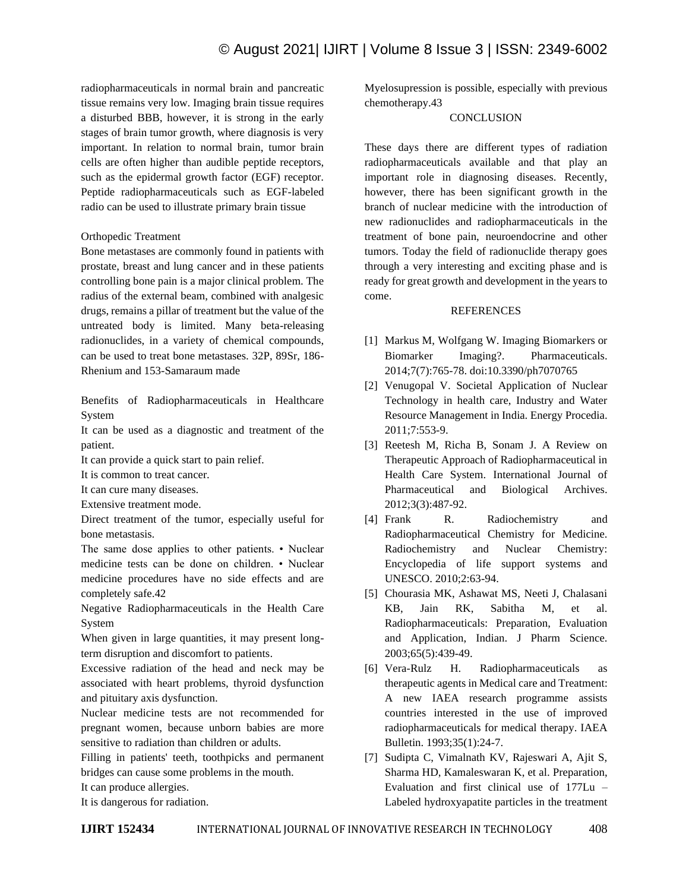radiopharmaceuticals in normal brain and pancreatic tissue remains very low. Imaging brain tissue requires a disturbed BBB, however, it is strong in the early stages of brain tumor growth, where diagnosis is very important. In relation to normal brain, tumor brain cells are often higher than audible peptide receptors, such as the epidermal growth factor (EGF) receptor. Peptide radiopharmaceuticals such as EGF-labeled radio can be used to illustrate primary brain tissue

Orthopedic Treatment

Bone metastases are commonly found in patients with prostate, breast and lung cancer and in these patients controlling bone pain is a major clinical problem. The radius of the external beam, combined with analgesic drugs, remains a pillar of treatment but the value of the untreated body is limited. Many beta-releasing radionuclides, in a variety of chemical compounds, can be used to treat bone metastases. 32P, 89Sr, 186-Rhenium and 153-Samaraum made

Benefits of Radiopharmaceuticals in Healthcare System

It can be used as a diagnostic and treatment of the patient.

It can provide a quick start to pain relief.

It is common to treat cancer.

It can cure many diseases.

Extensive treatment mode.

Direct treatment of the tumor, especially useful for bone metastasis.

The same dose applies to other patients. • Nuclear medicine tests can be done on children. • Nuclear medicine procedures have no side effects and are completely safe.42

Negative Radiopharmaceuticals in the Health Care System

When given in large quantities, it may present long-term disruption and discomfort to patients.

Excessive radiation of the head and neck may be associated with heart problems, thyroid dysfunction and pituitary axis dysfunction.

Nuclear medicine tests are not recommended for pregnant women, because unborn babies are more sensitive to radiation than children or adults.

Filling in patients' teeth, toothpicks and permanent bridges can cause some problems in the mouth.

It can produce allergies.

It is dangerous for radiation.

Myelosupression is possible, especially with previous chemotherapy.43

## CONCLUSION

These days there are different types of radiation radiopharmaceuticals available and that play an important role in diagnosing diseases. Recently, however, there has been significant growth in the branch of nuclear medicine with the introduction of new radionuclides and radiopharmaceuticals in the treatment of bone pain, neuroendocrine and other tumors. Today the field of radionuclide therapy goes through a very interesting and exciting phase and is ready for great growth and development in the years to come.

## REFERENCES

[1] Markus M, Wolfgang W. Imaging Biomarkers or Biomarker Imaging?. Pharmaceuticals. 2014;7(7):765-78. doi:10.3390/ph7070765

[2] Venugopal V. Societal Application of Nuclear Technology in health care, Industry and Water Resource Management in India. Energy Procedia. 2011;7:553-9.

[3] Reetesh M, Richa B, Sonam J. A Review on Therapeutic Approach of Radiopharmaceutical in Health Care System. International Journal of Pharmaceutical and Biological Archives. 2012;3(3):487-92.

[4] Frank R. Radiochemistry and Radiopharmaceutical Chemistry for Medicine. Radiochemistry and Nuclear Chemistry: Encyclopedia of life support systems and UNESCO. 2010;2:63-94.

[5] Chourasia MK, Ashawat MS, Neeti J, Chalasani KB, Jain RK, Sabitha M, et al. Radiopharmaceuticals: Preparation, Evaluation and Application, Indian. J Pharm Science. 2003;65(5):439-49.

[6] Vera-Rulz H. Radiopharmaceuticals as therapeutic agents in Medical care and Treatment: A new IAEA research programme assists countries interested in the use of improved radiopharmaceuticals for medical therapy. IAEA Bulletin. 1993;35(1):24-7.

[7] Sudipta C, Vimalnath KV, Rajeswari A, Ajit S, Sharma HD, Kamaleswaran K, et al. Preparation, Evaluation and first clinical use of 177Lu – Labeled hydroxyapatite particles in the treatment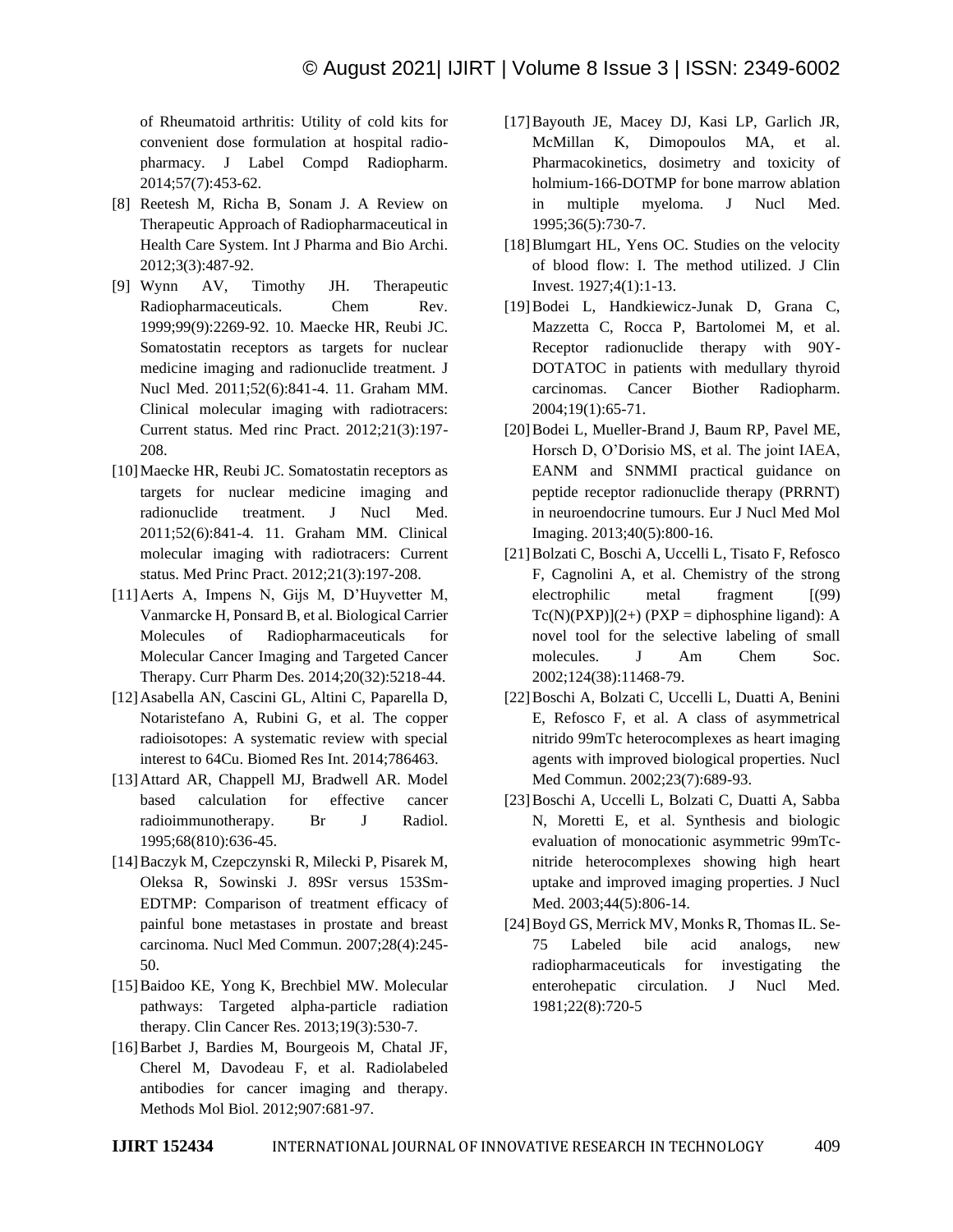of Rheumatoid arthritis: Utility of cold kits for convenient dose formulation at hospital radio-pharmacy. J Label Compd Radiopharm. 2014;57(7):453-62.

[8] Reetesh M, Richa B, Sonam J. A Review on Therapeutic Approach of Radiopharmaceutical in Health Care System. Int J Pharma and Bio Archi. 2012;3(3):487-92.

[9] Wynn AV, Timothy JH. Therapeutic Radiopharmaceuticals. Chem Rev. 1999;99(9):2269-92. 10. Maecke HR, Reubi JC. Somatostatin receptors as targets for nuclear medicine imaging and radionuclide treatment. J Nucl Med. 2011;52(6):841-4. 11. Graham MM. Clinical molecular imaging with radiotracers: Current status. Med rinc Pract. 2012;21(3):197-208.

[10] Maecke HR, Reubi JC. Somatostatin receptors as targets for nuclear medicine imaging and radionuclide treatment. J Nucl Med. 2011;52(6):841-4. 11. Graham MM. Clinical molecular imaging with radiotracers: Current status. Med Princ Pract. 2012;21(3):197-208.

[11] Aerts A, Impens N, Gijs M, D'Huyvetter M, Vanmarcke H, Ponsard B, et al. Biological Carrier Molecules of Radiopharmaceuticals for Molecular Cancer Imaging and Targeted Cancer Therapy. Curr Pharm Des. 2014;20(32):5218-44.

[12] Asabella AN, Cascini GL, Altini C, Paparella D, Notaristefano A, Rubini G, et al. The copper radioisotopes: A systematic review with special interest to 64Cu. Biomed Res Int. 2014;786463.

[13] Attard AR, Chappell MJ, Bradwell AR. Model based calculation for effective cancer radioimmunotherapy. Br J Radiol. 1995;68(810):636-45.

[14] Baczyk M, Czepczynski R, Milecki P, Pisarek M, Oleksa R, Sowinski J. 89Sr versus 153Sm-EDTMP: Comparison of treatment efficacy of painful bone metastases in prostate and breast carcinoma. Nucl Med Commun. 2007;28(4):245-50.

[15] Baidoo KE, Yong K, Brechbiel MW. Molecular pathways: Targeted alpha-particle radiation therapy. Clin Cancer Res. 2013;19(3):530-7.

[16] Barbet J, Bardies M, Bourgeois M, Chatal JF, Cherel M, Davodeau F, et al. Radiolabeled antibodies for cancer imaging and therapy. Methods Mol Biol. 2012;907:681-97.

[17] Bayouth JE, Macey DJ, Kasi LP, Garlich JR, McMillan K, Dimopoulos MA, et al. Pharmacokinetics, dosimetry and toxicity of holmium-166-DOTMP for bone marrow ablation in multiple myeloma. J Nucl Med. 1995;36(5):730-7.

[18] Blumgart HL, Yens OC. Studies on the velocity of blood flow: I. The method utilized. J Clin Invest. 1927;4(1):1-13.

[19] Bodei L, Handkiewicz-Junak D, Grana C, Mazzetta C, Rocca P, Bartolomei M, et al. Receptor radionuclide therapy with 90Y-DOTATOC in patients with medullary thyroid carcinomas. Cancer Biother Radiopharm. 2004;19(1):65-71.

[20] Bodei L, Mueller-Brand J, Baum RP, Pavel ME, Horsch D, O'Dorisio MS, et al. The joint IAEA, EANM and SNMMI practical guidance on peptide receptor radionuclide therapy (PRRNT) in neuroendocrine tumours. Eur J Nucl Med Mol Imaging. 2013;40(5):800-16.

[21] Bolzati C, Boschi A, Uccelli L, Tisato F, Refosco F, Cagnolini A, et al. Chemistry of the strong electrophilic metal fragment [(99) Tc(N)(PXP)](2+) (PXP = diphosphine ligand): A novel tool for the selective labeling of small molecules. J Am Chem Soc. 2002;124(38):11468-79.

[22] Boschi A, Bolzati C, Uccelli L, Duatti A, Benini E, Refosco F, et al. A class of asymmetrical nitrido 99mTc heterocomplexes as heart imaging agents with improved biological properties. Nucl Med Commun. 2002;23(7):689-93.

[23] Boschi A, Uccelli L, Bolzati C, Duatti A, Sabba N, Moretti E, et al. Synthesis and biologic evaluation of monocationic asymmetric 99mTc-nitride heterocomplexes showing high heart uptake and improved imaging properties. J Nucl Med. 2003;44(5):806-14.

[24] Boyd GS, Merrick MV, Monks R, Thomas IL. Se-75 Labeled bile acid analogs, new radiopharmaceuticals for investigating the enterohepatic circulation. J Nucl Med. 1981;22(8):720-5